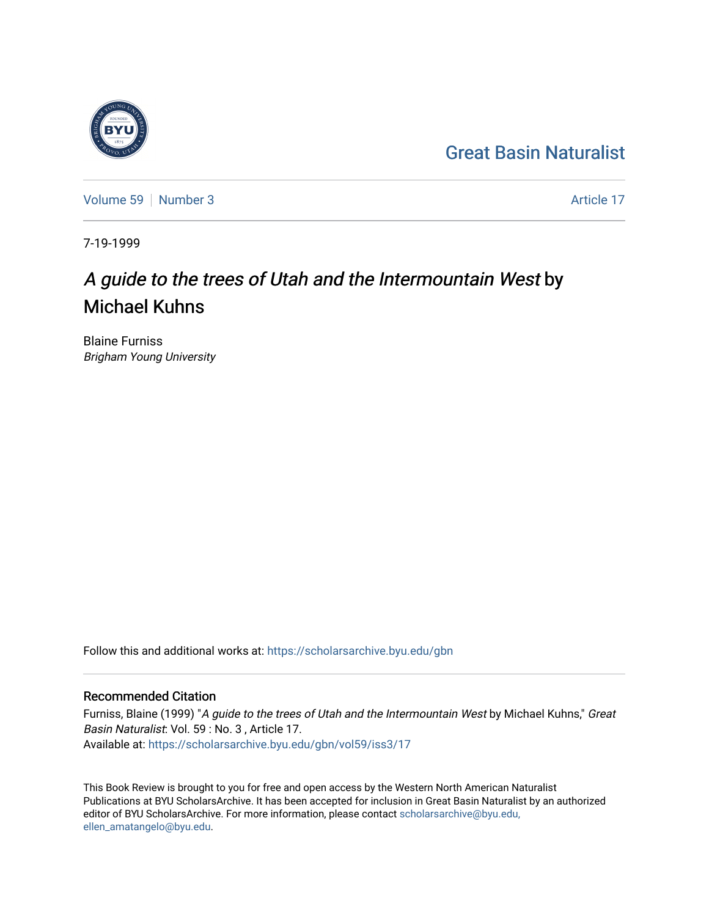Great Basin Naturalist

Volume 59 | Number 3 | Article 17

7-19-1999

# *A guide to the trees of Utah and the Intermountain West* by Michael Kuhns

Blaine Furniss
*Brigham Young University*

Follow this and additional works at: https://scholarsarchive.byu.edu/gbn

## Recommended Citation

Furniss, Blaine (1999) "*A guide to the trees of Utah and the Intermountain West* by Michael Kuhns," *Great Basin Naturalist*: Vol. 59 : No. 3 , Article 17.
Available at: https://scholarsarchive.byu.edu/gbn/vol59/iss3/17

This Book Review is brought to you for free and open access by the Western North American Naturalist Publications at BYU ScholarsArchive. It has been accepted for inclusion in Great Basin Naturalist by an authorized editor of BYU ScholarsArchive. For more information, please contact scholarsarchive@byu.edu, ellen_amatangelo@byu.edu.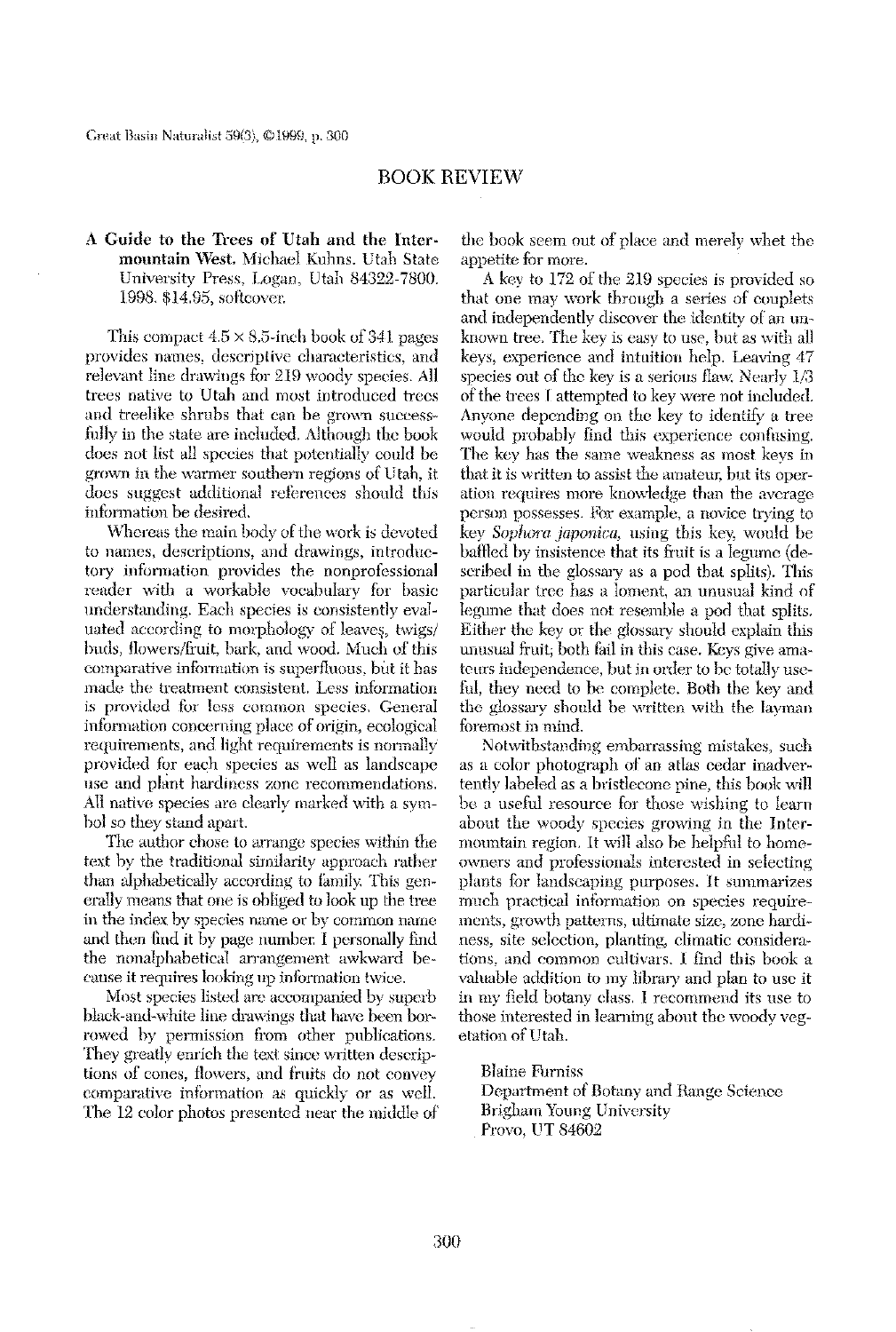# BOOK REVIEW

**A Guide to the Trees of Utah and the Intermountain West.** Michael Kuhns. Utah State University Press, Logan, Utah 84322-7800. 1998. $14.95, softcover.

This compact 4.5 × 8.5-inch book of 341 pages provides names, descriptive characteristics, and relevant line drawings for 219 woody species. All trees native to Utah and most introduced trees and treelike shrubs that can be grown successfully in the state are included. Although the book does not list all species that potentially could be grown in the warmer southern regions of Utah, it does suggest additional references should this information be desired.

Whereas the main body of the work is devoted to names, descriptions, and drawings, introductory information provides the nonprofessional reader with a workable vocabulary for basic understanding. Each species is consistently evaluated according to morphology of leaves, twigs/buds, flowers/fruit, bark, and wood. Much of this comparative information is superfluous, but it has made the treatment consistent. Less information is provided for less common species. General information concerning place of origin, ecological requirements, and light requirements is normally provided for each species as well as landscape use and plant hardiness zone recommendations. All native species are clearly marked with a symbol so they stand apart.

The author chose to arrange species within the text by the traditional similarity approach rather than alphabetically according to family. This generally means that one is obliged to look up the tree in the index by species name or by common name and then find it by page number. I personally find the nonalphabetical arrangement awkward because it requires looking up information twice.

Most species listed are accompanied by superb black-and-white line drawings that have been borrowed by permission from other publications. They greatly enrich the text since written descriptions of cones, flowers, and fruits do not convey comparative information as quickly or as well. The 12 color photos presented near the middle of the book seem out of place and merely whet the appetite for more.

A key to 172 of the 219 species is provided so that one may work through a series of couplets and independently discover the identity of an unknown tree. The key is easy to use, but as with all keys, experience and intuition help. Leaving 47 species out of the key is a serious flaw. Nearly 1/3 of the trees I attempted to key were not included. Anyone depending on the key to identify a tree would probably find this experience confusing. The key has the same weakness as most keys in that it is written to assist the amateur, but its operation requires more knowledge than the average person possesses. For example, a novice trying to key *Sophora japonica*, using this key, would be baffled by insistence that its fruit is a legume (described in the glossary as a pod that splits). This particular tree has a loment, an unusual kind of legume that does not resemble a pod that splits. Either the key or the glossary should explain this unusual fruit; both fail in this case. Keys give amateurs independence, but in order to be totally useful, they need to be complete. Both the key and the glossary should be written with the layman foremost in mind.

Notwithstanding embarrassing mistakes, such as a color photograph of an atlas cedar inadvertently labeled as a bristlecone pine, this book will be a useful resource for those wishing to learn about the woody species growing in the Intermountain region. It will also be helpful to homeowners and professionals interested in selecting plants for landscaping purposes. It summarizes much practical information on species requirements, growth patterns, ultimate size, zone hardiness, site selection, planting, climatic considerations, and common cultivars. I find this book a valuable addition to my library and plan to use it in my field botany class. I recommend its use to those interested in learning about the woody vegetation of Utah.

Blaine Furniss
Department of Botany and Range Science
Brigham Young University
Provo, UT 84602